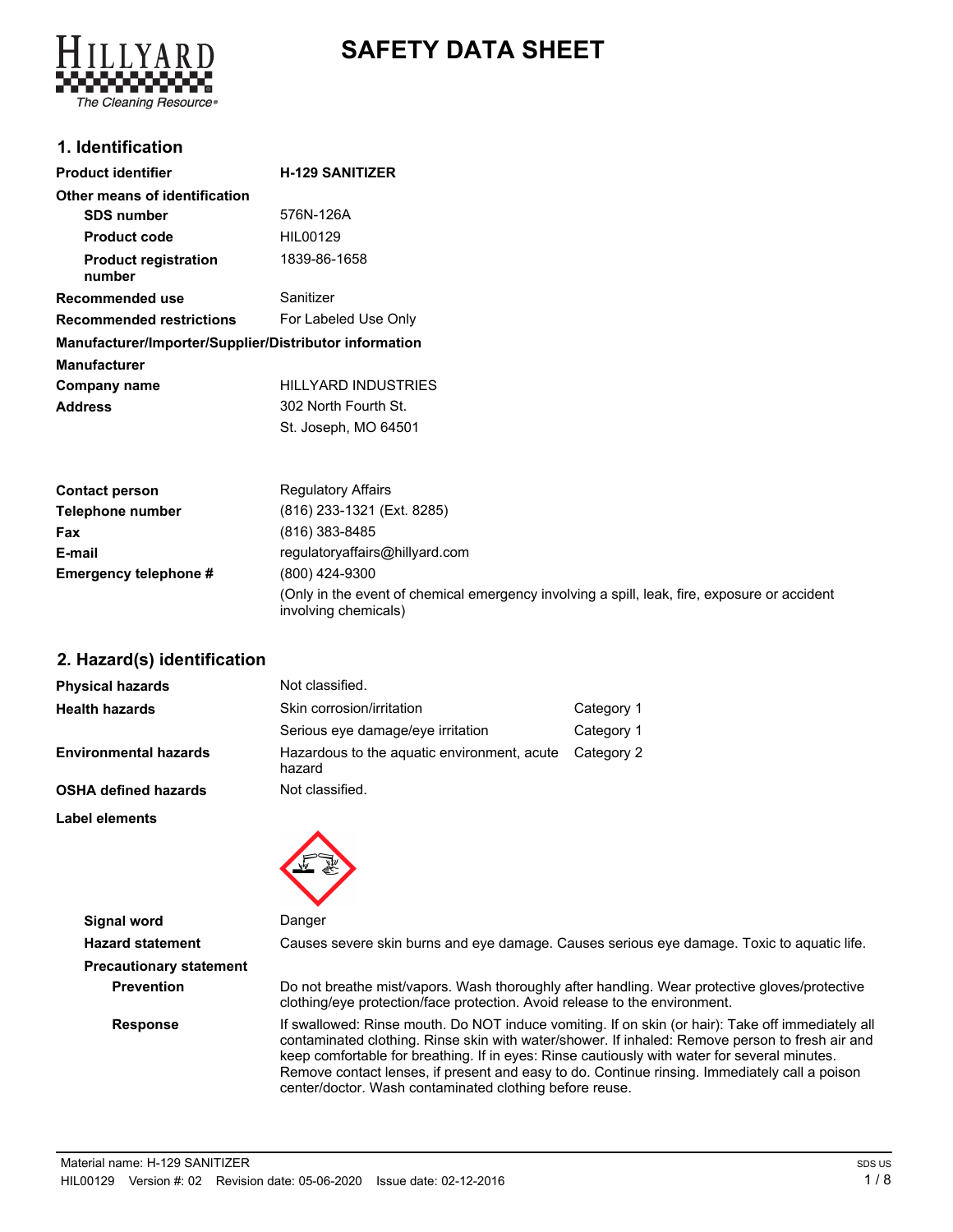# SAFETY DATA SHEET

## 1. Identification

| | |
|---|---|
| **Product identifier** | **H-129 SANITIZER** |
| **Other means of identification** | |
| **SDS number** | 576N-126A |
| **Product code** | HIL00129 |
| **Product registration number** | 1839-86-1658 |
| **Recommended use** | Sanitizer |
| **Recommended restrictions** | For Labeled Use Only |

**Manufacturer/Importer/Supplier/Distributor information**

| | |
|---|---|
| **Manufacturer** | |
| **Company name** | HILLYARD INDUSTRIES |
| **Address** | 302 North Fourth St. |
| | St. Joseph, MO 64501 |
| **Contact person** | Regulatory Affairs |
| **Telephone number** | (816) 233-1321 (Ext. 8285) |
| **Fax** | (816) 383-8485 |
| **E-mail** | regulatoryaffairs@hillyard.com |
| **Emergency telephone #** | (800) 424-9300 |
| | (Only in the event of chemical emergency involving a spill, leak, fire, exposure or accident involving chemicals) |

## 2. Hazard(s) identification

| | | |
|---|---|---|
| **Physical hazards** | Not classified. | |
| **Health hazards** | Skin corrosion/irritation | Category 1 |
| | Serious eye damage/eye irritation | Category 1 |
| **Environmental hazards** | Hazardous to the aquatic environment, acute hazard | Category 2 |
| **OSHA defined hazards** | Not classified. | |

**Label elements**

**Signal word** Danger

**Hazard statement** Causes severe skin burns and eye damage. Causes serious eye damage. Toxic to aquatic life.

**Precautionary statement**

**Prevention** Do not breathe mist/vapors. Wash thoroughly after handling. Wear protective gloves/protective clothing/eye protection/face protection. Avoid release to the environment.

**Response** If swallowed: Rinse mouth. Do NOT induce vomiting. If on skin (or hair): Take off immediately all contaminated clothing. Rinse skin with water/shower. If inhaled: Remove person to fresh air and keep comfortable for breathing. If in eyes: Rinse cautiously with water for several minutes. Remove contact lenses, if present and easy to do. Continue rinsing. Immediately call a poison center/doctor. Wash contaminated clothing before reuse.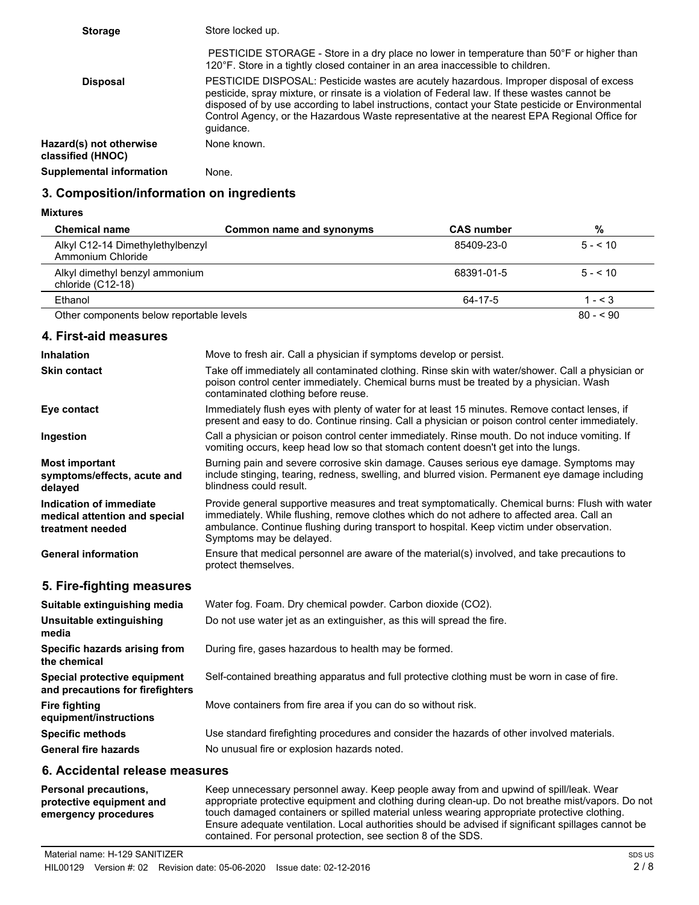**Storage**

Store locked up.

PESTICIDE STORAGE - Store in a dry place no lower in temperature than 50°F or higher than 120°F. Store in a tightly closed container in an area inaccessible to children.

**Disposal**

PESTICIDE DISPOSAL: Pesticide wastes are acutely hazardous. Improper disposal of excess pesticide, spray mixture, or rinsate is a violation of Federal law. If these wastes cannot be disposed of by use according to label instructions, contact your State pesticide or Environmental Control Agency, or the Hazardous Waste representative at the nearest EPA Regional Office for guidance.

**Hazard(s) not otherwise classified (HNOC)**

None known.

**Supplemental information**

None.

## 3. Composition/information on ingredients

**Mixtures**

| Chemical name | Common name and synonyms | CAS number | % |
|---|---|---|---|
| Alkyl C12-14 Dimethylethylbenzyl Ammonium Chloride | | 85409-23-0 | 5 - < 10 |
| Alkyl dimethyl benzyl ammonium chloride (C12-18) | | 68391-01-5 | 5 - < 10 |
| Ethanol | | 64-17-5 | 1 - < 3 |
| Other components below reportable levels | | | 80 - < 90 |

## 4. First-aid measures

**Inhalation**

Move to fresh air. Call a physician if symptoms develop or persist.

**Skin contact**

Take off immediately all contaminated clothing. Rinse skin with water/shower. Call a physician or poison control center immediately. Chemical burns must be treated by a physician. Wash contaminated clothing before reuse.

**Eye contact**

Immediately flush eyes with plenty of water for at least 15 minutes. Remove contact lenses, if present and easy to do. Continue rinsing. Call a physician or poison control center immediately.

**Ingestion**

Call a physician or poison control center immediately. Rinse mouth. Do not induce vomiting. If vomiting occurs, keep head low so that stomach content doesn't get into the lungs.

**Most important symptoms/effects, acute and delayed**

Burning pain and severe corrosive skin damage. Causes serious eye damage. Symptoms may include stinging, tearing, redness, swelling, and blurred vision. Permanent eye damage including blindness could result.

**Indication of immediate medical attention and special treatment needed**

Provide general supportive measures and treat symptomatically. Chemical burns: Flush with water immediately. While flushing, remove clothes which do not adhere to affected area. Call an ambulance. Continue flushing during transport to hospital. Keep victim under observation. Symptoms may be delayed.

**General information**

Ensure that medical personnel are aware of the material(s) involved, and take precautions to protect themselves.

## 5. Fire-fighting measures

**Suitable extinguishing media**

Water fog. Foam. Dry chemical powder. Carbon dioxide ($CO_2$).

**Unsuitable extinguishing media**

Do not use water jet as an extinguisher, as this will spread the fire.

**Specific hazards arising from the chemical**

During fire, gases hazardous to health may be formed.

**Special protective equipment and precautions for firefighters**

Self-contained breathing apparatus and full protective clothing must be worn in case of fire.

**Fire fighting equipment/instructions**

Move containers from fire area if you can do so without risk.

**Specific methods**

Use standard firefighting procedures and consider the hazards of other involved materials.

**General fire hazards**

No unusual fire or explosion hazards noted.

## 6. Accidental release measures

**Personal precautions, protective equipment and emergency procedures**

Keep unnecessary personnel away. Keep people away from and upwind of spill/leak. Wear appropriate protective equipment and clothing during clean-up. Do not breathe mist/vapors. Do not touch damaged containers or spilled material unless wearing appropriate protective clothing. Ensure adequate ventilation. Local authorities should be advised if significant spillages cannot be contained. For personal protection, see section 8 of the SDS.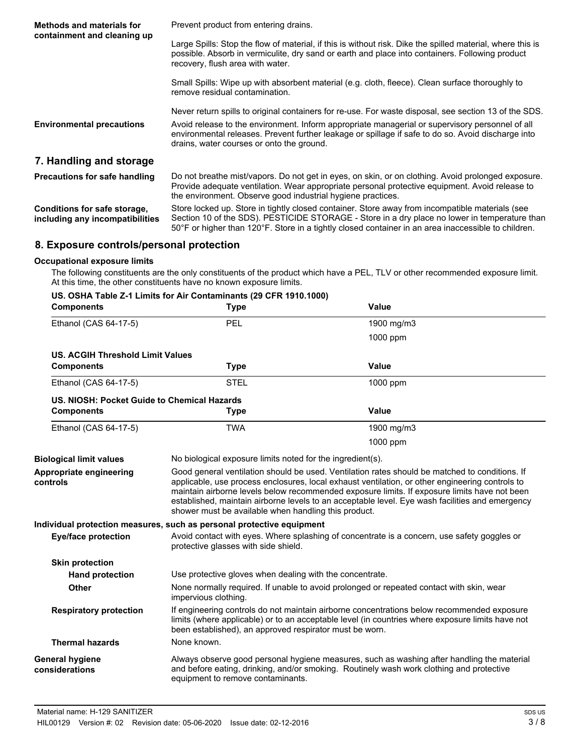**Methods and materials for containment and cleaning up**

Prevent product from entering drains.

Large Spills: Stop the flow of material, if this is without risk. Dike the spilled material, where this is possible. Absorb in vermiculite, dry sand or earth and place into containers. Following product recovery, flush area with water.

Small Spills: Wipe up with absorbent material (e.g. cloth, fleece). Clean surface thoroughly to remove residual contamination.

Never return spills to original containers for re-use. For waste disposal, see section 13 of the SDS.

**Environmental precautions**

Avoid release to the environment. Inform appropriate managerial or supervisory personnel of all environmental releases. Prevent further leakage or spillage if safe to do so. Avoid discharge into drains, water courses or onto the ground.

## 7. Handling and storage

**Precautions for safe handling**

Do not breathe mist/vapors. Do not get in eyes, on skin, or on clothing. Avoid prolonged exposure. Provide adequate ventilation. Wear appropriate personal protective equipment. Avoid release to the environment. Observe good industrial hygiene practices.

**Conditions for safe storage, including any incompatibilities**

Store locked up. Store in tightly closed container. Store away from incompatible materials (see Section 10 of the SDS). PESTICIDE STORAGE - Store in a dry place no lower in temperature than 50°F or higher than 120°F. Store in a tightly closed container in an area inaccessible to children.

## 8. Exposure controls/personal protection

**Occupational exposure limits**

The following constituents are the only constituents of the product which have a PEL, TLV or other recommended exposure limit. At this time, the other constituents have no known exposure limits.

**US. OSHA Table Z-1 Limits for Air Contaminants (29 CFR 1910.1000)**

| Components | Type | Value |
|---|---|---|
| Ethanol (CAS 64-17-5) | PEL | 1900 mg/m3 |
| | | 1000 ppm |

**US. ACGIH Threshold Limit Values**

| Components | Type | Value |
|---|---|---|
| Ethanol (CAS 64-17-5) | STEL | 1000 ppm |

**US. NIOSH: Pocket Guide to Chemical Hazards**

| Components | Type | Value |
|---|---|---|
| Ethanol (CAS 64-17-5) | TWA | 1900 mg/m3 |
| | | 1000 ppm |

**Biological limit values**

No biological exposure limits noted for the ingredient(s).

**Appropriate engineering controls**

Good general ventilation should be used. Ventilation rates should be matched to conditions. If applicable, use process enclosures, local exhaust ventilation, or other engineering controls to maintain airborne levels below recommended exposure limits. If exposure limits have not been established, maintain airborne levels to an acceptable level. Eye wash facilities and emergency shower must be available when handling this product.

**Individual protection measures, such as personal protective equipment**

**Eye/face protection**

Avoid contact with eyes. Where splashing of concentrate is a concern, use safety goggles or protective glasses with side shield.

**Skin protection**

**Hand protection**

Use protective gloves when dealing with the concentrate.

**Other**

None normally required. If unable to avoid prolonged or repeated contact with skin, wear impervious clothing.

**Respiratory protection**

If engineering controls do not maintain airborne concentrations below recommended exposure limits (where applicable) or to an acceptable level (in countries where exposure limits have not been established), an approved respirator must be worn.

**Thermal hazards**

None known.

**General hygiene considerations**

Always observe good personal hygiene measures, such as washing after handling the material and before eating, drinking, and/or smoking. Routinely wash work clothing and protective equipment to remove contaminants.

Material name: H-129 SANITIZER

HIL00129 Version #: 02 Revision date: 05-06-2020 Issue date: 02-12-2016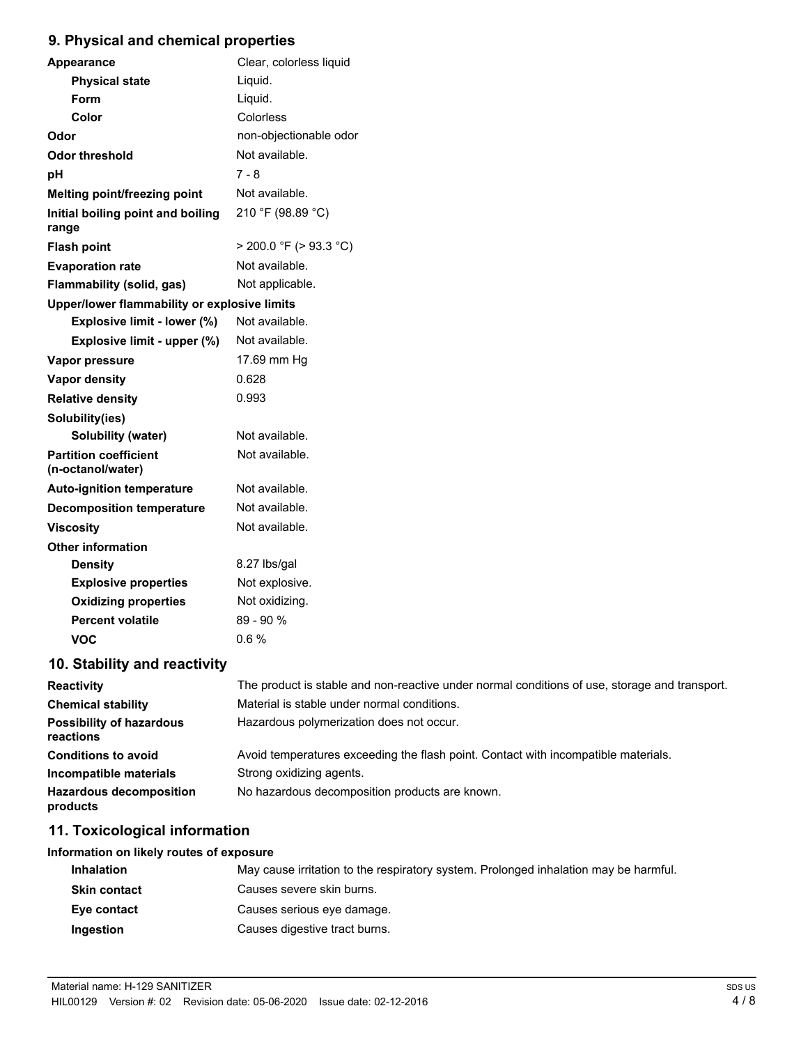## 9. Physical and chemical properties

| | |
|---|---|
| **Appearance** | Clear, colorless liquid |
| **Physical state** | Liquid. |
| **Form** | Liquid. |
| **Color** | Colorless |
| **Odor** | non-objectionable odor |
| **Odor threshold** | Not available. |
| **pH** | 7 - 8 |
| **Melting point/freezing point** | Not available. |
| **Initial boiling point and boiling range** | 210 °F (98.89 °C) |
| **Flash point** | > 200.0 °F (> 93.3 °C) |
| **Evaporation rate** | Not available. |
| **Flammability (solid, gas)** | Not applicable. |
| **Upper/lower flammability or explosive limits** | |
| **Explosive limit - lower (%)** | Not available. |
| **Explosive limit - upper (%)** | Not available. |
| **Vapor pressure** | 17.69 mm Hg |
| **Vapor density** | 0.628 |
| **Relative density** | 0.993 |
| **Solubility(ies)** | |
| **Solubility (water)** | Not available. |
| **Partition coefficient (n-octanol/water)** | Not available. |
| **Auto-ignition temperature** | Not available. |
| **Decomposition temperature** | Not available. |
| **Viscosity** | Not available. |
| **Other information** | |
| **Density** | 8.27 lbs/gal |
| **Explosive properties** | Not explosive. |
| **Oxidizing properties** | Not oxidizing. |
| **Percent volatile** | 89 - 90 % |
| **VOC** | 0.6 % |

## 10. Stability and reactivity

| | |
|---|---|
| **Reactivity** | The product is stable and non-reactive under normal conditions of use, storage and transport. |
| **Chemical stability** | Material is stable under normal conditions. |
| **Possibility of hazardous reactions** | Hazardous polymerization does not occur. |
| **Conditions to avoid** | Avoid temperatures exceeding the flash point. Contact with incompatible materials. |
| **Incompatible materials** | Strong oxidizing agents. |
| **Hazardous decomposition products** | No hazardous decomposition products are known. |

## 11. Toxicological information

**Information on likely routes of exposure**

| | |
|---|---|
| **Inhalation** | May cause irritation to the respiratory system. Prolonged inhalation may be harmful. |
| **Skin contact** | Causes severe skin burns. |
| **Eye contact** | Causes serious eye damage. |
| **Ingestion** | Causes digestive tract burns. |

Material name: H-129 SANITIZER

HIL00129 Version #: 02 Revision date: 05-06-2020 Issue date: 02-12-2016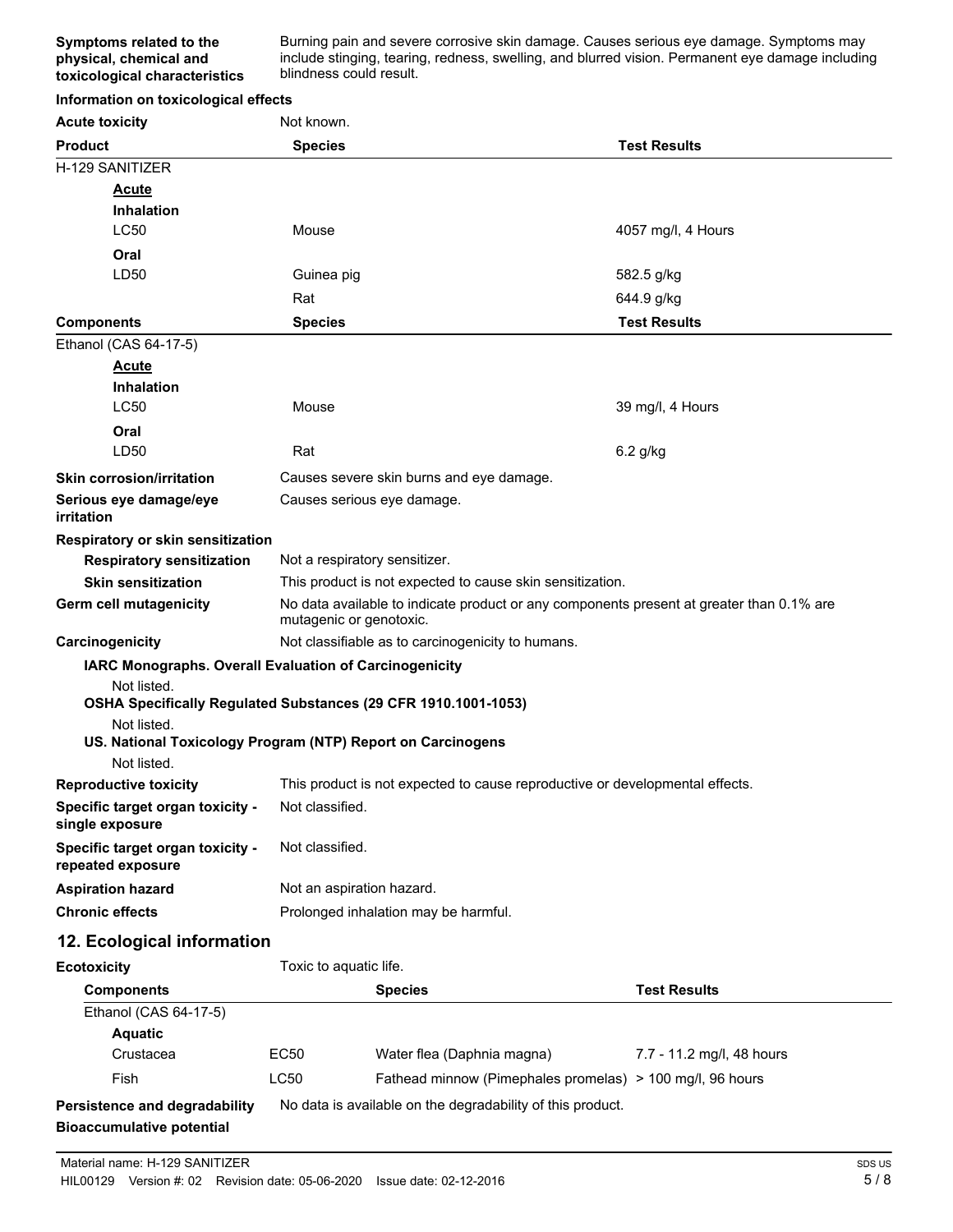**Symptoms related to the physical, chemical and toxicological characteristics**: Burning pain and severe corrosive skin damage. Causes serious eye damage. Symptoms may include stinging, tearing, redness, swelling, and blurred vision. Permanent eye damage including blindness could result.

**Information on toxicological effects**

**Acute toxicity**: Not known.

| Product | Species | Test Results |
|---|---|---|
| H-129 SANITIZER | | |
| **Acute** | | |
| **Inhalation** | | |
| LC50 | Mouse | 4057 mg/l, 4 Hours |
| **Oral** | | |
| LD50 | Guinea pig | 582.5 g/kg |
| | Rat | 644.9 g/kg |

| Components | Species | Test Results |
|---|---|---|
| Ethanol (CAS 64-17-5) | | |
| **Acute** | | |
| **Inhalation** | | |
| LC50 | Mouse | 39 mg/l, 4 Hours |
| **Oral** | | |
| LD50 | Rat | 6.2 g/kg |

**Skin corrosion/irritation**: Causes severe skin burns and eye damage.

**Serious eye damage/eye irritation**: Causes serious eye damage.

**Respiratory or skin sensitization**

**Respiratory sensitization**: Not a respiratory sensitizer.

**Skin sensitization**: This product is not expected to cause skin sensitization.

**Germ cell mutagenicity**: No data available to indicate product or any components present at greater than 0.1% are mutagenic or genotoxic.

**Carcinogenicity**: Not classifiable as to carcinogenicity to humans.

**IARC Monographs. Overall Evaluation of Carcinogenicity**

Not listed.

**OSHA Specifically Regulated Substances (29 CFR 1910.1001-1053)**

Not listed.

**US. National Toxicology Program (NTP) Report on Carcinogens**

Not listed.

**Reproductive toxicity**: This product is not expected to cause reproductive or developmental effects.

**Specific target organ toxicity - single exposure**: Not classified.

**Specific target organ toxicity - repeated exposure**: Not classified.

**Aspiration hazard**: Not an aspiration hazard.

**Chronic effects**: Prolonged inhalation may be harmful.

## 12. Ecological information

**Ecotoxicity**: Toxic to aquatic life.

| Components | | Species | Test Results |
|---|---|---|---|
| Ethanol (CAS 64-17-5) | | | |
| **Aquatic** | | | |
| Crustacea | EC50 | Water flea (Daphnia magna) | 7.7 - 11.2 mg/l, 48 hours |
| Fish | LC50 | Fathead minnow (Pimephales promelas) | > 100 mg/l, 96 hours |

**Persistence and degradability**: No data is available on the degradability of this product.

**Bioaccumulative potential**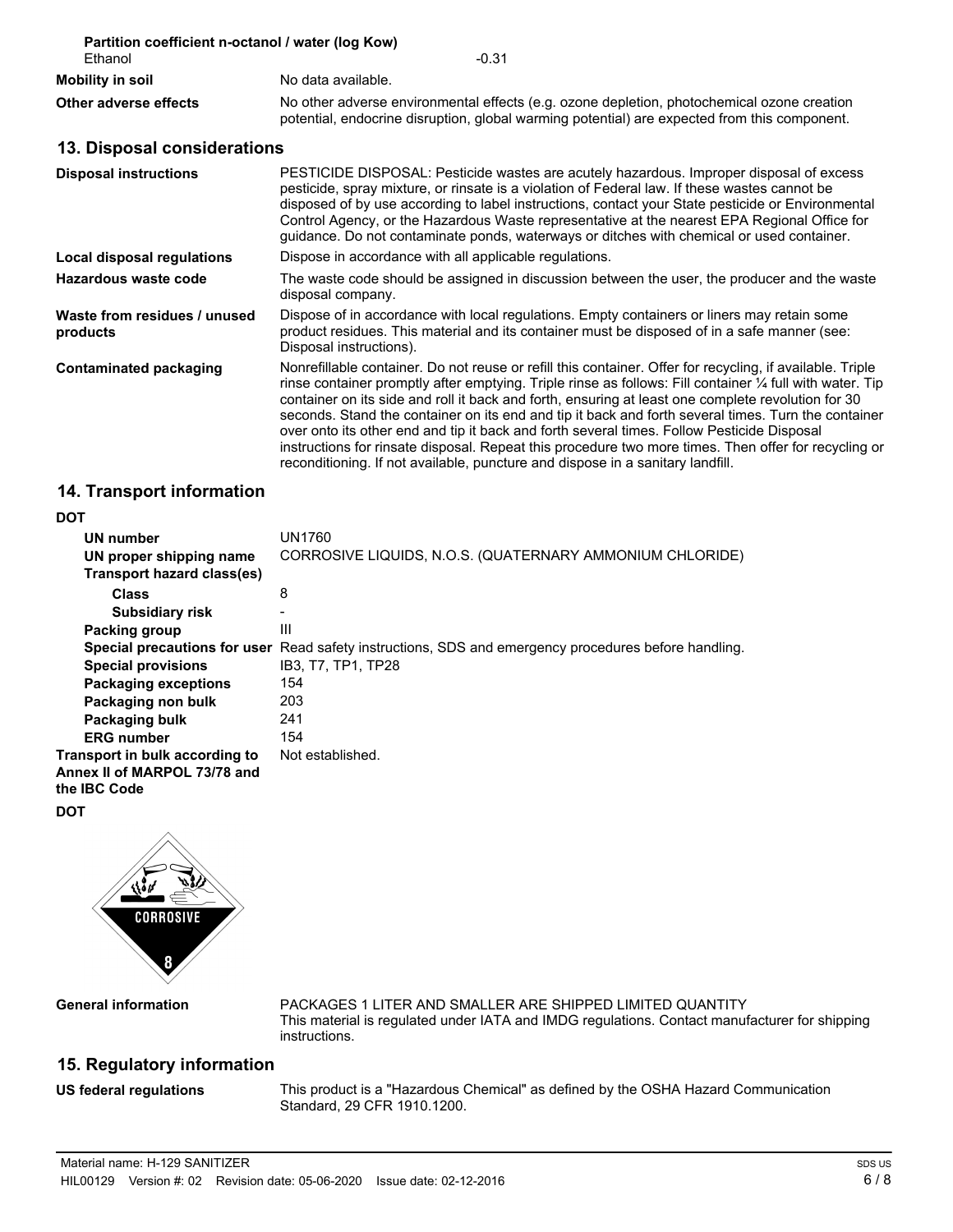**Partition coefficient n-octanol / water (log Kow)**

| | |
|---|---|
| Ethanol | -0.31 |
| **Mobility in soil** | No data available. |
| **Other adverse effects** | No other adverse environmental effects (e.g. ozone depletion, photochemical ozone creation potential, endocrine disruption, global warming potential) are expected from this component. |

## 13. Disposal considerations

| | |
|---|---|
| **Disposal instructions** | PESTICIDE DISPOSAL: Pesticide wastes are acutely hazardous. Improper disposal of excess pesticide, spray mixture, or rinsate is a violation of Federal law. If these wastes cannot be disposed of by use according to label instructions, contact your State pesticide or Environmental Control Agency, or the Hazardous Waste representative at the nearest EPA Regional Office for guidance. Do not contaminate ponds, waterways or ditches with chemical or used container. |
| **Local disposal regulations** | Dispose in accordance with all applicable regulations. |
| **Hazardous waste code** | The waste code should be assigned in discussion between the user, the producer and the waste disposal company. |
| **Waste from residues / unused products** | Dispose of in accordance with local regulations. Empty containers or liners may retain some product residues. This material and its container must be disposed of in a safe manner (see: Disposal instructions). |
| **Contaminated packaging** | Nonrefillable container. Do not reuse or refill this container. Offer for recycling, if available. Triple rinse container promptly after emptying. Triple rinse as follows: Fill container ¼ full with water. Tip container on its side and roll it back and forth, ensuring at least one complete revolution for 30 seconds. Stand the container on its end and tip it back and forth several times. Turn the container over onto its other end and tip it back and forth several times. Follow Pesticide Disposal instructions for rinsate disposal. Repeat this procedure two more times. Then offer for recycling or reconditioning. If not available, puncture and dispose in a sanitary landfill. |

## 14. Transport information

**DOT**

| | |
|---|---|
| **UN number** | UN1760 |
| **UN proper shipping name** | CORROSIVE LIQUIDS, N.O.S. (QUATERNARY AMMONIUM CHLORIDE) |
| **Transport hazard class(es)** | |
| **Class** | 8 |
| **Subsidiary risk** | - |
| **Packing group** | III |
| **Special precautions for user** | Read safety instructions, SDS and emergency procedures before handling. |
| **Special provisions** | IB3, T7, TP1, TP28 |
| **Packaging exceptions** | 154 |
| **Packaging non bulk** | 203 |
| **Packaging bulk** | 241 |
| **ERG number** | 154 |
| **Transport in bulk according to Annex II of MARPOL 73/78 and the IBC Code** | Not established. |

**DOT**

| | |
|---|---|
| **General information** | PACKAGES 1 LITER AND SMALLER ARE SHIPPED LIMITED QUANTITY<br>This material is regulated under IATA and IMDG regulations. Contact manufacturer for shipping instructions. |

## 15. Regulatory information

| | |
|---|---|
| **US federal regulations** | This product is a "Hazardous Chemical" as defined by the OSHA Hazard Communication Standard, 29 CFR 1910.1200. |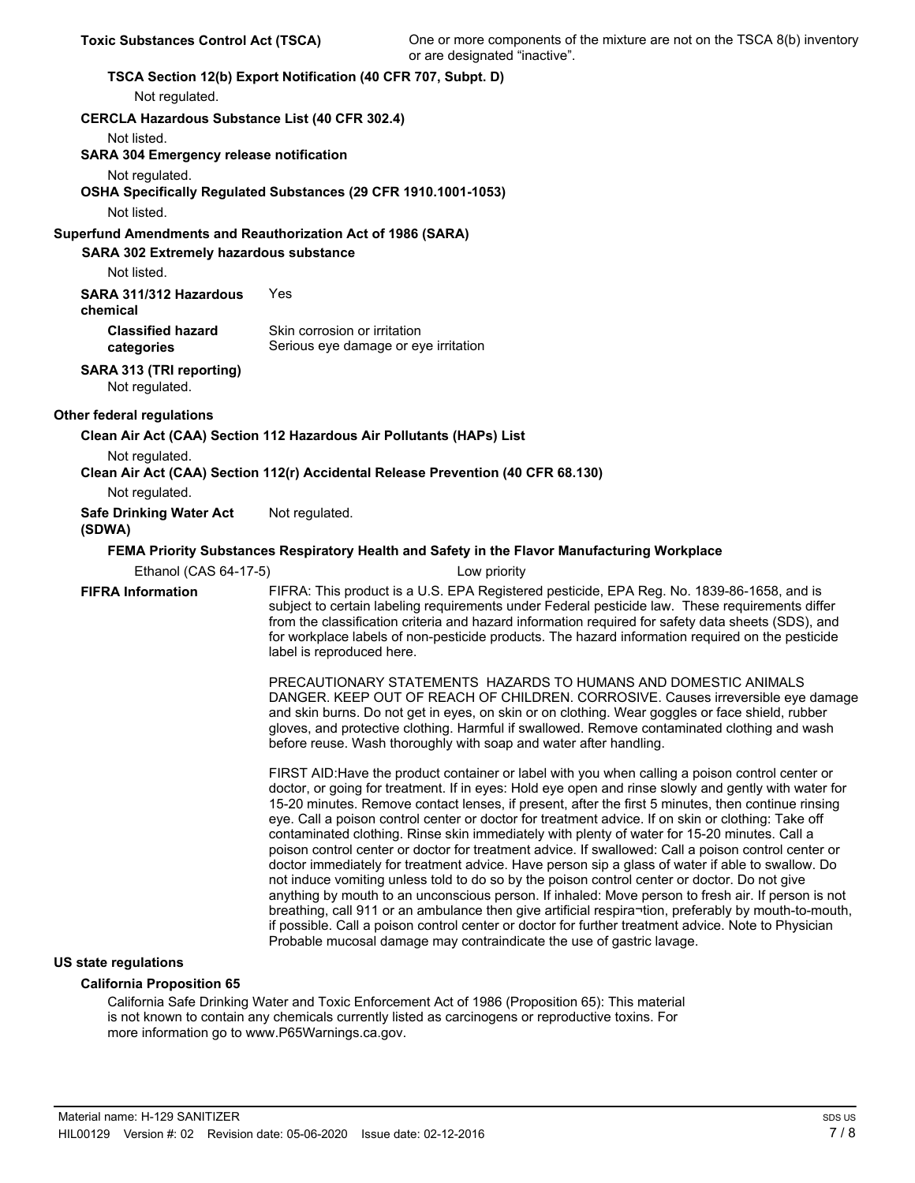**Toxic Substances Control Act (TSCA)** One or more components of the mixture are not on the TSCA 8(b) inventory or are designated "inactive".

**TSCA Section 12(b) Export Notification (40 CFR 707, Subpt. D)**

Not regulated.

**CERCLA Hazardous Substance List (40 CFR 302.4)**

Not listed.

**SARA 304 Emergency release notification**

Not regulated.

**OSHA Specifically Regulated Substances (29 CFR 1910.1001-1053)**

Not listed.

**Superfund Amendments and Reauthorization Act of 1986 (SARA)**

**SARA 302 Extremely hazardous substance**

Not listed.

**SARA 311/312 Hazardous chemical** Yes

**Classified hazard categories** Skin corrosion or irritation
Serious eye damage or eye irritation

**SARA 313 (TRI reporting)**

Not regulated.

**Other federal regulations**

**Clean Air Act (CAA) Section 112 Hazardous Air Pollutants (HAPs) List**

Not regulated.

**Clean Air Act (CAA) Section 112(r) Accidental Release Prevention (40 CFR 68.130)**

Not regulated.

**Safe Drinking Water Act (SDWA)** Not regulated.

**FEMA Priority Substances Respiratory Health and Safety in the Flavor Manufacturing Workplace**

Ethanol (CAS 64-17-5) Low priority

**FIFRA Information** FIFRA: This product is a U.S. EPA Registered pesticide, EPA Reg. No. 1839-86-1658, and is subject to certain labeling requirements under Federal pesticide law. These requirements differ from the classification criteria and hazard information required for safety data sheets (SDS), and for workplace labels of non-pesticide products. The hazard information required on the pesticide label is reproduced here.

PRECAUTIONARY STATEMENTS HAZARDS TO HUMANS AND DOMESTIC ANIMALS DANGER. KEEP OUT OF REACH OF CHILDREN. CORROSIVE. Causes irreversible eye damage and skin burns. Do not get in eyes, on skin or on clothing. Wear goggles or face shield, rubber gloves, and protective clothing. Harmful if swallowed. Remove contaminated clothing and wash before reuse. Wash thoroughly with soap and water after handling.

FIRST AID:Have the product container or label with you when calling a poison control center or doctor, or going for treatment. If in eyes: Hold eye open and rinse slowly and gently with water for 15-20 minutes. Remove contact lenses, if present, after the first 5 minutes, then continue rinsing eye. Call a poison control center or doctor for treatment advice. If on skin or clothing: Take off contaminated clothing. Rinse skin immediately with plenty of water for 15-20 minutes. Call a poison control center or doctor for treatment advice. If swallowed: Call a poison control center or doctor immediately for treatment advice. Have person sip a glass of water if able to swallow. Do not induce vomiting unless told to do so by the poison control center or doctor. Do not give anything by mouth to an unconscious person. If inhaled: Move person to fresh air. If person is not breathing, call 911 or an ambulance then give artificial respira¬tion, preferably by mouth-to-mouth, if possible. Call a poison control center or doctor for further treatment advice. Note to Physician Probable mucosal damage may contraindicate the use of gastric lavage.

**US state regulations**

**California Proposition 65**

California Safe Drinking Water and Toxic Enforcement Act of 1986 (Proposition 65): This material is not known to contain any chemicals currently listed as carcinogens or reproductive toxins. For more information go to www.P65Warnings.ca.gov.

Material name: H-129 SANITIZER
HIL00129 Version #: 02 Revision date: 05-06-2020 Issue date: 02-12-2016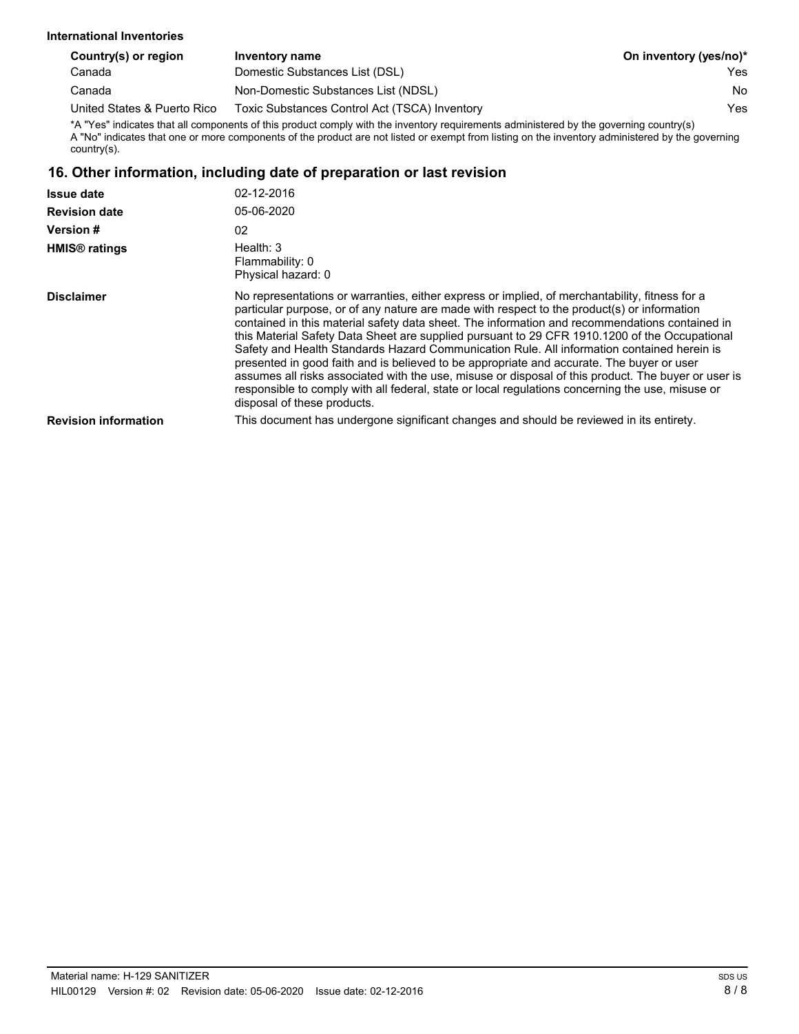**International Inventories**

| Country(s) or region | Inventory name | On inventory (yes/no)* |
| --- | --- | --- |
| Canada | Domestic Substances List (DSL) | Yes |
| Canada | Non-Domestic Substances List (NDSL) | No |
| United States & Puerto Rico | Toxic Substances Control Act (TSCA) Inventory | Yes |

*A "Yes" indicates that all components of this product comply with the inventory requirements administered by the governing country(s)
A "No" indicates that one or more components of the product are not listed or exempt from listing on the inventory administered by the governing country(s).

## 16. Other information, including date of preparation or last revision

**Issue date** 02-12-2016

**Revision date** 05-06-2020

**Version #** 02

**HMIS® ratings** Health: 3
Flammability: 0
Physical hazard: 0

**Disclaimer** No representations or warranties, either express or implied, of merchantability, fitness for a particular purpose, or of any nature are made with respect to the product(s) or information contained in this material safety data sheet. The information and recommendations contained in this Material Safety Data Sheet are supplied pursuant to 29 CFR 1910.1200 of the Occupational Safety and Health Standards Hazard Communication Rule. All information contained herein is presented in good faith and is believed to be appropriate and accurate. The buyer or user assumes all risks associated with the use, misuse or disposal of this product. The buyer or user is responsible to comply with all federal, state or local regulations concerning the use, misuse or disposal of these products.

**Revision information** This document has undergone significant changes and should be reviewed in its entirety.